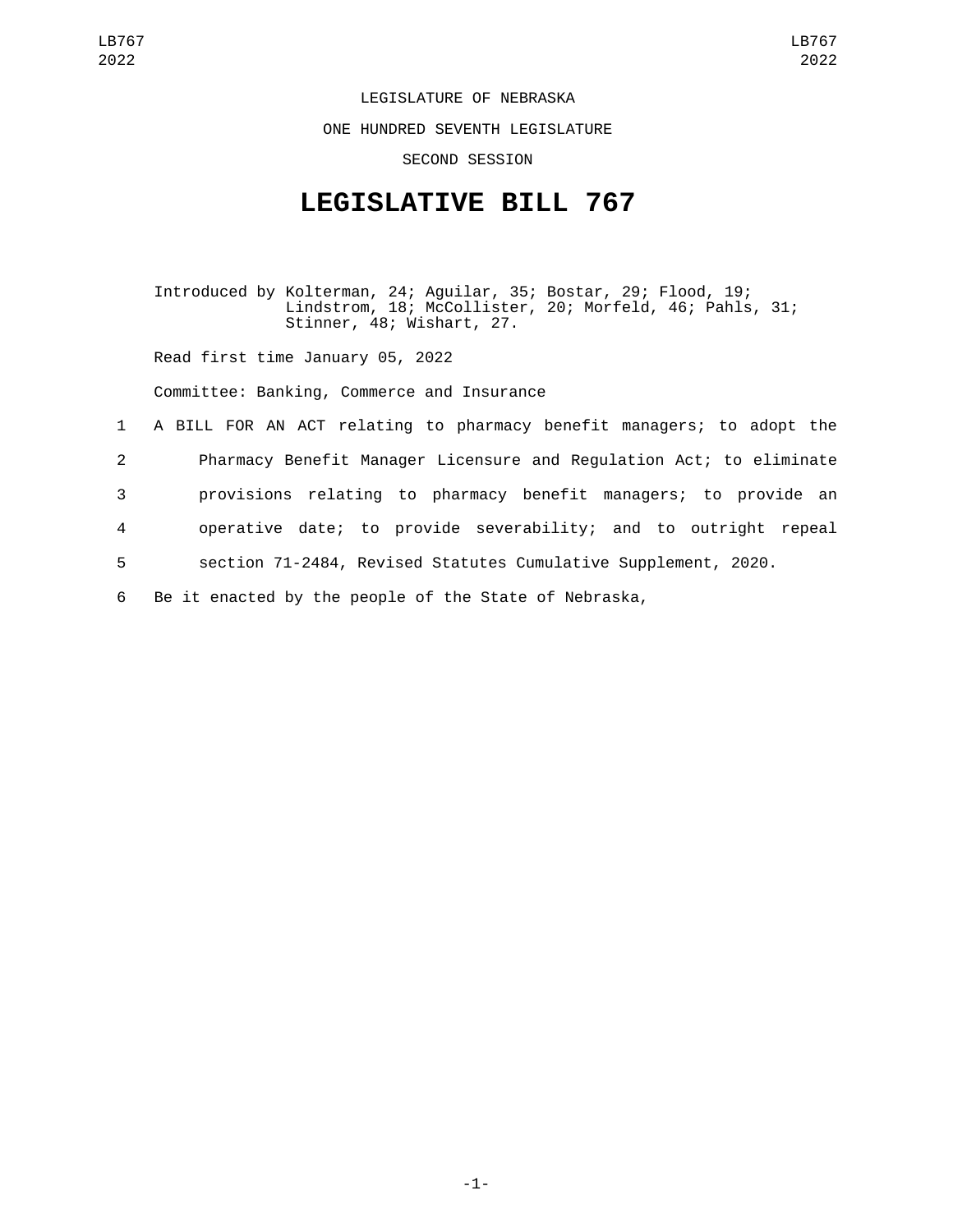LEGISLATURE OF NEBRASKA

ONE HUNDRED SEVENTH LEGISLATURE

SECOND SESSION

# LEGISLATIVE BILL 767

Introduced by Kolterman, 24; Aguilar, 35; Bostar, 29; Flood, 19; Lindstrom, 18; McCollister, 20; Morfeld, 46; Pahls, 31; Stinner, 48; Wishart, 27.

Read first time January 05, 2022

Committee: Banking, Commerce and Insurance

1 A BILL FOR AN ACT relating to pharmacy benefit managers; to adopt the
2 Pharmacy Benefit Manager Licensure and Regulation Act; to eliminate
3 provisions relating to pharmacy benefit managers; to provide an
4 operative date; to provide severability; and to outright repeal
5 section 71-2484, Revised Statutes Cumulative Supplement, 2020.
6 Be it enacted by the people of the State of Nebraska,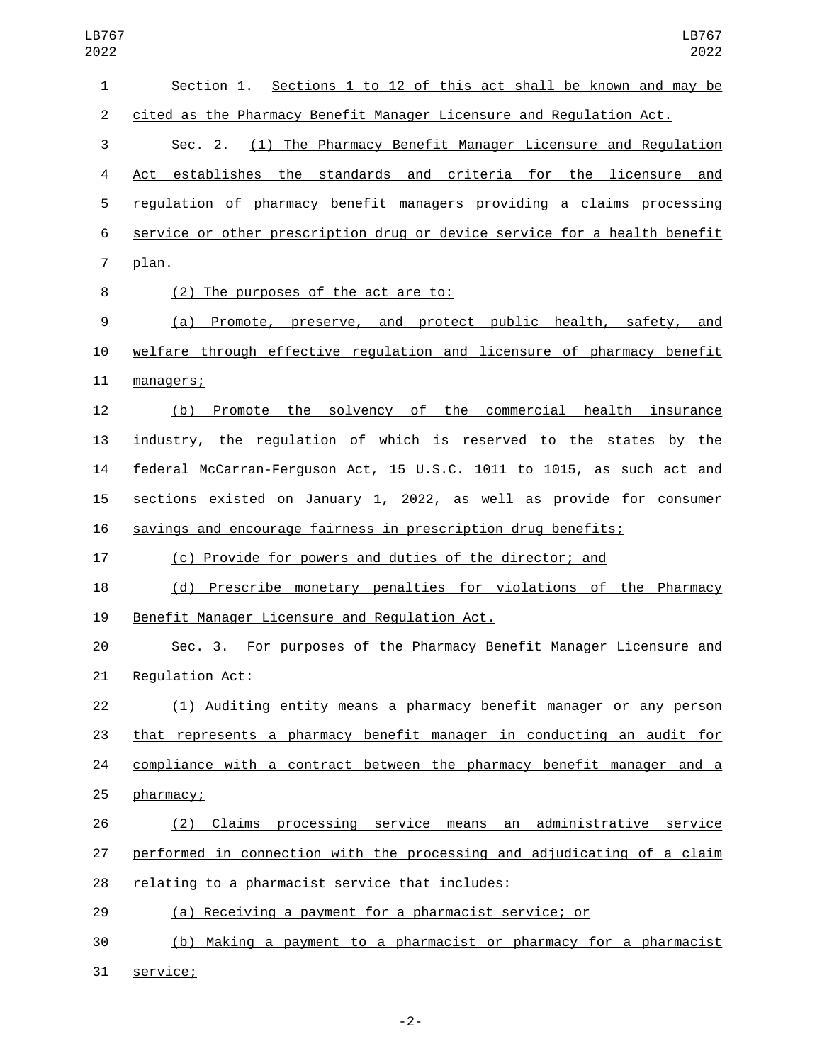Section 1. Sections 1 to 12 of this act shall be known and may be cited as the Pharmacy Benefit Manager Licensure and Regulation Act.

Sec. 2. (1) The Pharmacy Benefit Manager Licensure and Regulation Act establishes the standards and criteria for the licensure and regulation of pharmacy benefit managers providing a claims processing service or other prescription drug or device service for a health benefit plan.

(2) The purposes of the act are to:

(a) Promote, preserve, and protect public health, safety, and welfare through effective regulation and licensure of pharmacy benefit managers;

(b) Promote the solvency of the commercial health insurance industry, the regulation of which is reserved to the states by the federal McCarran-Ferguson Act, 15 U.S.C. 1011 to 1015, as such act and sections existed on January 1, 2022, as well as provide for consumer savings and encourage fairness in prescription drug benefits;

(c) Provide for powers and duties of the director; and

(d) Prescribe monetary penalties for violations of the Pharmacy Benefit Manager Licensure and Regulation Act.

Sec. 3. For purposes of the Pharmacy Benefit Manager Licensure and Regulation Act:

(1) Auditing entity means a pharmacy benefit manager or any person that represents a pharmacy benefit manager in conducting an audit for compliance with a contract between the pharmacy benefit manager and a pharmacy;

(2) Claims processing service means an administrative service performed in connection with the processing and adjudicating of a claim relating to a pharmacist service that includes:

(a) Receiving a payment for a pharmacist service; or

(b) Making a payment to a pharmacist or pharmacy for a pharmacist service;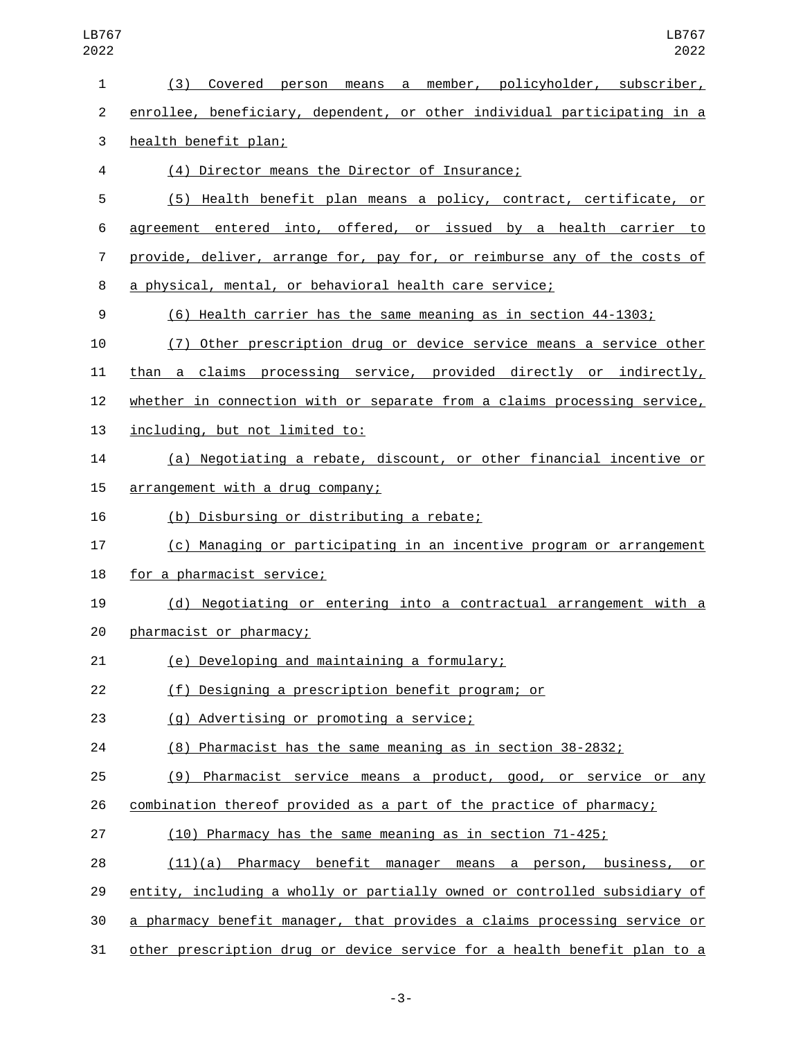(3) Covered person means a member, policyholder, subscriber, enrollee, beneficiary, dependent, or other individual participating in a health benefit plan;

(4) Director means the Director of Insurance;

(5) Health benefit plan means a policy, contract, certificate, or agreement entered into, offered, or issued by a health carrier to provide, deliver, arrange for, pay for, or reimburse any of the costs of a physical, mental, or behavioral health care service;

(6) Health carrier has the same meaning as in section 44-1303;

(7) Other prescription drug or device service means a service other than a claims processing service, provided directly or indirectly, whether in connection with or separate from a claims processing service, including, but not limited to:

(a) Negotiating a rebate, discount, or other financial incentive or arrangement with a drug company;

(b) Disbursing or distributing a rebate;

(c) Managing or participating in an incentive program or arrangement for a pharmacist service;

(d) Negotiating or entering into a contractual arrangement with a pharmacist or pharmacy;

(e) Developing and maintaining a formulary;

(f) Designing a prescription benefit program; or

(g) Advertising or promoting a service;

(8) Pharmacist has the same meaning as in section 38-2832;

(9) Pharmacist service means a product, good, or service or any combination thereof provided as a part of the practice of pharmacy;

(10) Pharmacy has the same meaning as in section 71-425;

(11)(a) Pharmacy benefit manager means a person, business, or entity, including a wholly or partially owned or controlled subsidiary of a pharmacy benefit manager, that provides a claims processing service or other prescription drug or device service for a health benefit plan to a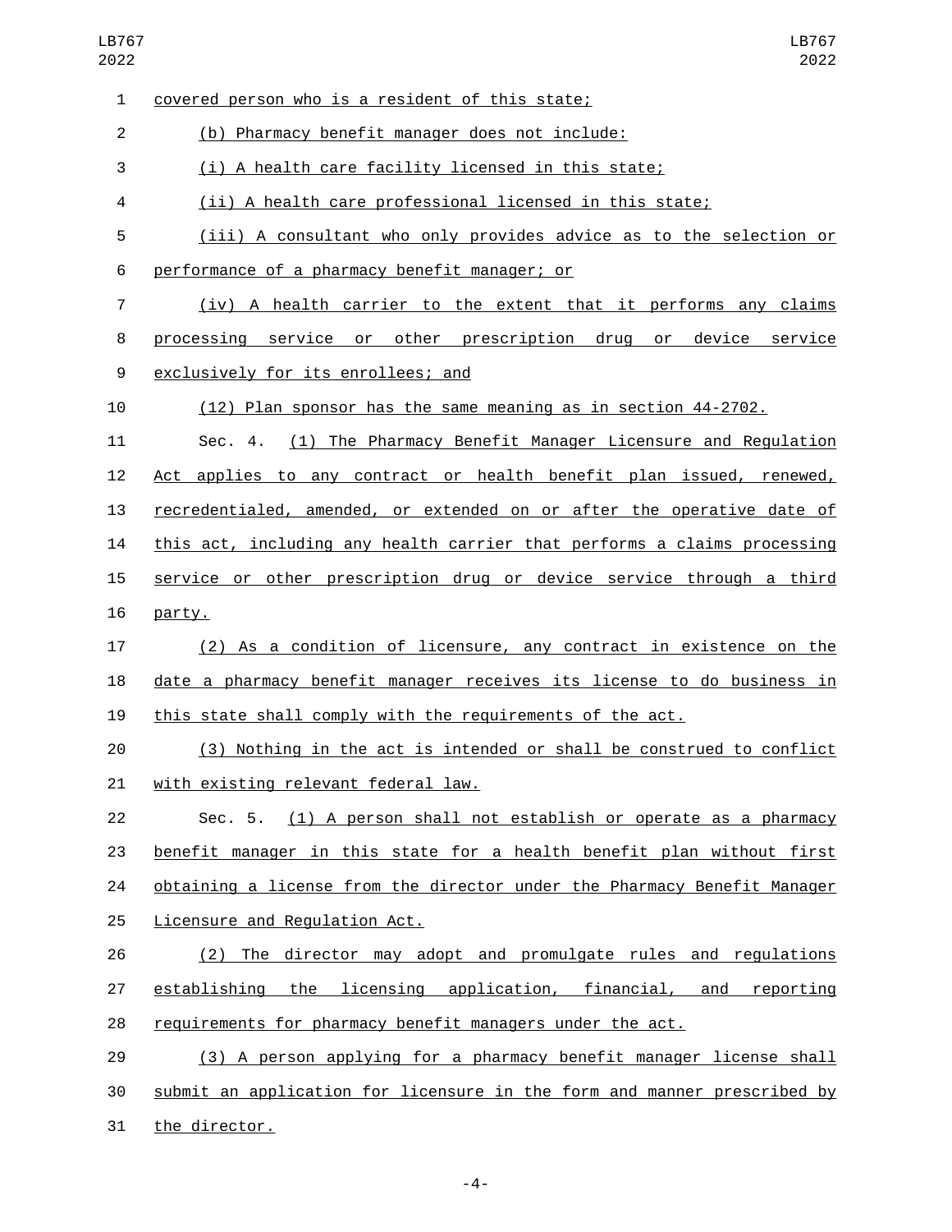covered person who is a resident of this state;

(b) Pharmacy benefit manager does not include:

(i) A health care facility licensed in this state;

(ii) A health care professional licensed in this state;

(iii) A consultant who only provides advice as to the selection or performance of a pharmacy benefit manager; or

(iv) A health carrier to the extent that it performs any claims processing service or other prescription drug or device service exclusively for its enrollees; and

(12) Plan sponsor has the same meaning as in section 44-2702.

Sec. 4. (1) The Pharmacy Benefit Manager Licensure and Regulation Act applies to any contract or health benefit plan issued, renewed, recredentialed, amended, or extended on or after the operative date of this act, including any health carrier that performs a claims processing service or other prescription drug or device service through a third party.

(2) As a condition of licensure, any contract in existence on the date a pharmacy benefit manager receives its license to do business in this state shall comply with the requirements of the act.

(3) Nothing in the act is intended or shall be construed to conflict with existing relevant federal law.

Sec. 5. (1) A person shall not establish or operate as a pharmacy benefit manager in this state for a health benefit plan without first obtaining a license from the director under the Pharmacy Benefit Manager Licensure and Regulation Act.

(2) The director may adopt and promulgate rules and regulations establishing the licensing application, financial, and reporting requirements for pharmacy benefit managers under the act.

(3) A person applying for a pharmacy benefit manager license shall submit an application for licensure in the form and manner prescribed by the director.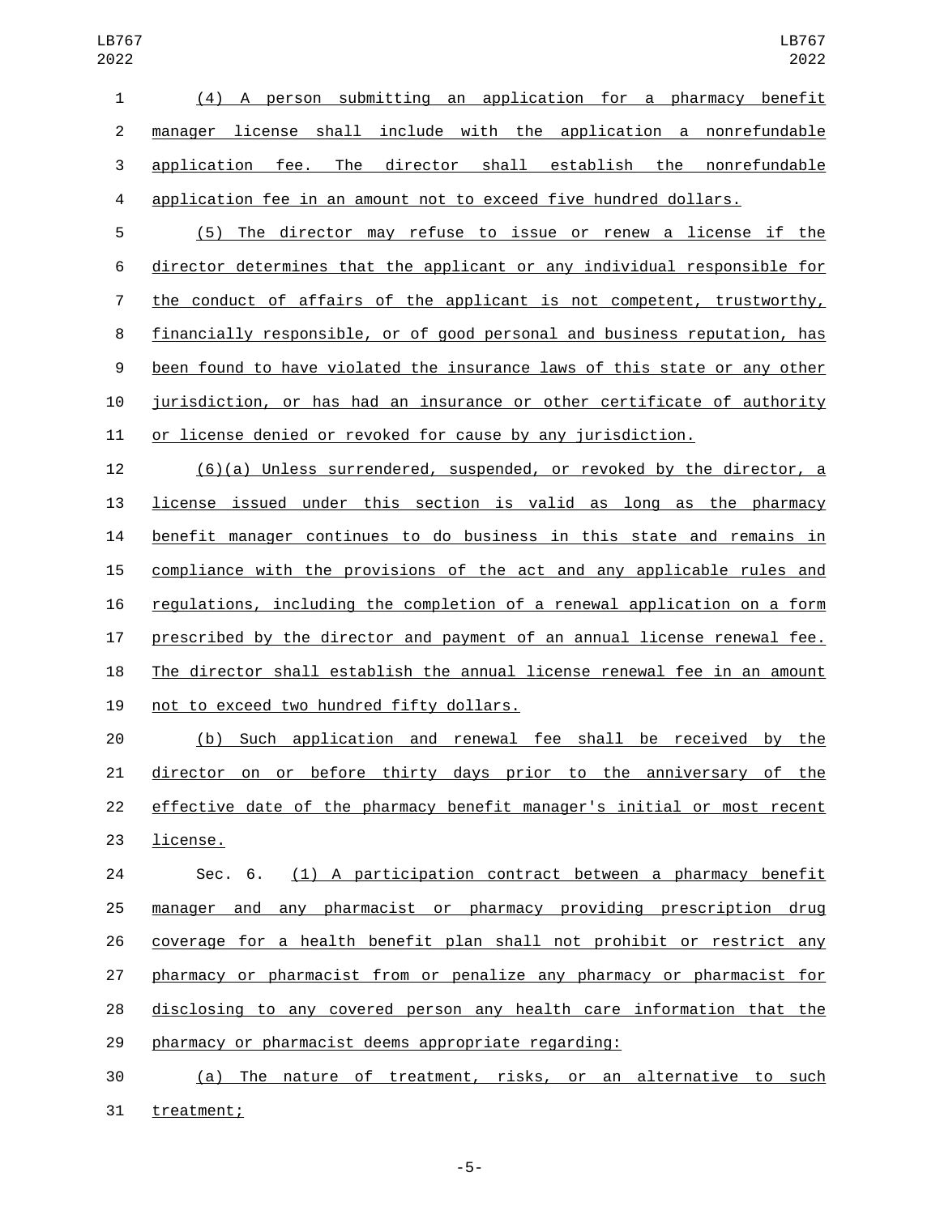(4) A person submitting an application for a pharmacy benefit manager license shall include with the application a nonrefundable application fee. The director shall establish the nonrefundable application fee in an amount not to exceed five hundred dollars.

(5) The director may refuse to issue or renew a license if the director determines that the applicant or any individual responsible for the conduct of affairs of the applicant is not competent, trustworthy, financially responsible, or of good personal and business reputation, has been found to have violated the insurance laws of this state or any other jurisdiction, or has had an insurance or other certificate of authority or license denied or revoked for cause by any jurisdiction.

(6)(a) Unless surrendered, suspended, or revoked by the director, a license issued under this section is valid as long as the pharmacy benefit manager continues to do business in this state and remains in compliance with the provisions of the act and any applicable rules and regulations, including the completion of a renewal application on a form prescribed by the director and payment of an annual license renewal fee. The director shall establish the annual license renewal fee in an amount not to exceed two hundred fifty dollars.

(b) Such application and renewal fee shall be received by the director on or before thirty days prior to the anniversary of the effective date of the pharmacy benefit manager's initial or most recent license.

Sec. 6. (1) A participation contract between a pharmacy benefit manager and any pharmacist or pharmacy providing prescription drug coverage for a health benefit plan shall not prohibit or restrict any pharmacy or pharmacist from or penalize any pharmacy or pharmacist for disclosing to any covered person any health care information that the pharmacy or pharmacist deems appropriate regarding:

(a) The nature of treatment, risks, or an alternative to such treatment;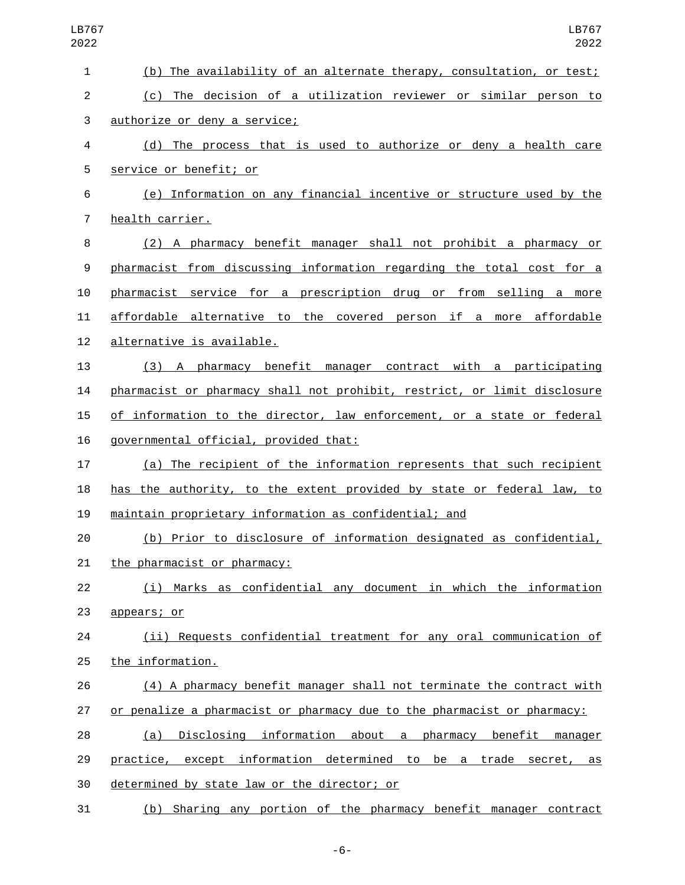(b) The availability of an alternate therapy, consultation, or test;

(c) The decision of a utilization reviewer or similar person to authorize or deny a service;

(d) The process that is used to authorize or deny a health care service or benefit; or

(e) Information on any financial incentive or structure used by the health carrier.

(2) A pharmacy benefit manager shall not prohibit a pharmacy or pharmacist from discussing information regarding the total cost for a pharmacist service for a prescription drug or from selling a more affordable alternative to the covered person if a more affordable alternative is available.

(3) A pharmacy benefit manager contract with a participating pharmacist or pharmacy shall not prohibit, restrict, or limit disclosure of information to the director, law enforcement, or a state or federal governmental official, provided that:

(a) The recipient of the information represents that such recipient has the authority, to the extent provided by state or federal law, to maintain proprietary information as confidential; and

(b) Prior to disclosure of information designated as confidential, the pharmacist or pharmacy:

(i) Marks as confidential any document in which the information appears; or

(ii) Requests confidential treatment for any oral communication of the information.

(4) A pharmacy benefit manager shall not terminate the contract with or penalize a pharmacist or pharmacy due to the pharmacist or pharmacy:

(a) Disclosing information about a pharmacy benefit manager practice, except information determined to be a trade secret, as determined by state law or the director; or

(b) Sharing any portion of the pharmacy benefit manager contract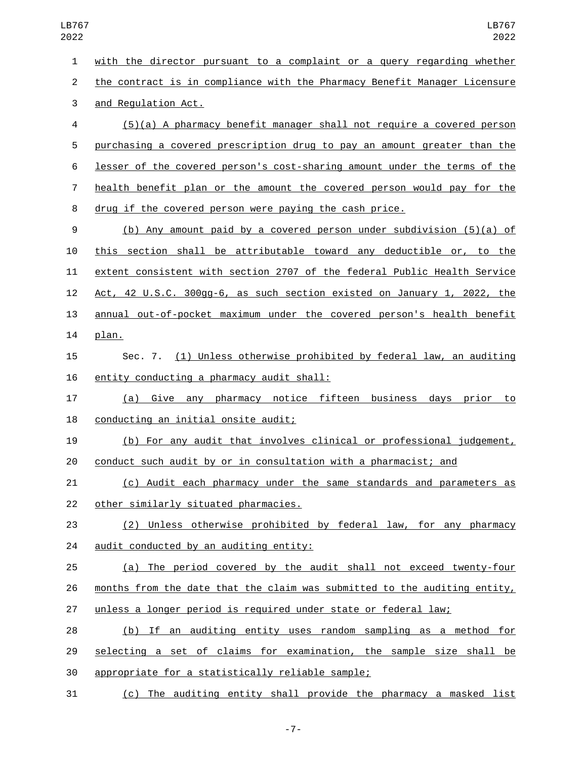with the director pursuant to a complaint or a query regarding whether the contract is in compliance with the Pharmacy Benefit Manager Licensure and Regulation Act.

(5)(a) A pharmacy benefit manager shall not require a covered person purchasing a covered prescription drug to pay an amount greater than the lesser of the covered person's cost-sharing amount under the terms of the health benefit plan or the amount the covered person would pay for the drug if the covered person were paying the cash price.

(b) Any amount paid by a covered person under subdivision (5)(a) of this section shall be attributable toward any deductible or, to the extent consistent with section 2707 of the federal Public Health Service Act, 42 U.S.C. 300gg-6, as such section existed on January 1, 2022, the annual out-of-pocket maximum under the covered person's health benefit plan.

Sec. 7. (1) Unless otherwise prohibited by federal law, an auditing entity conducting a pharmacy audit shall:

(a) Give any pharmacy notice fifteen business days prior to conducting an initial onsite audit;

(b) For any audit that involves clinical or professional judgement, conduct such audit by or in consultation with a pharmacist; and

(c) Audit each pharmacy under the same standards and parameters as other similarly situated pharmacies.

(2) Unless otherwise prohibited by federal law, for any pharmacy audit conducted by an auditing entity:

(a) The period covered by the audit shall not exceed twenty-four months from the date that the claim was submitted to the auditing entity, unless a longer period is required under state or federal law;

(b) If an auditing entity uses random sampling as a method for selecting a set of claims for examination, the sample size shall be appropriate for a statistically reliable sample;

(c) The auditing entity shall provide the pharmacy a masked list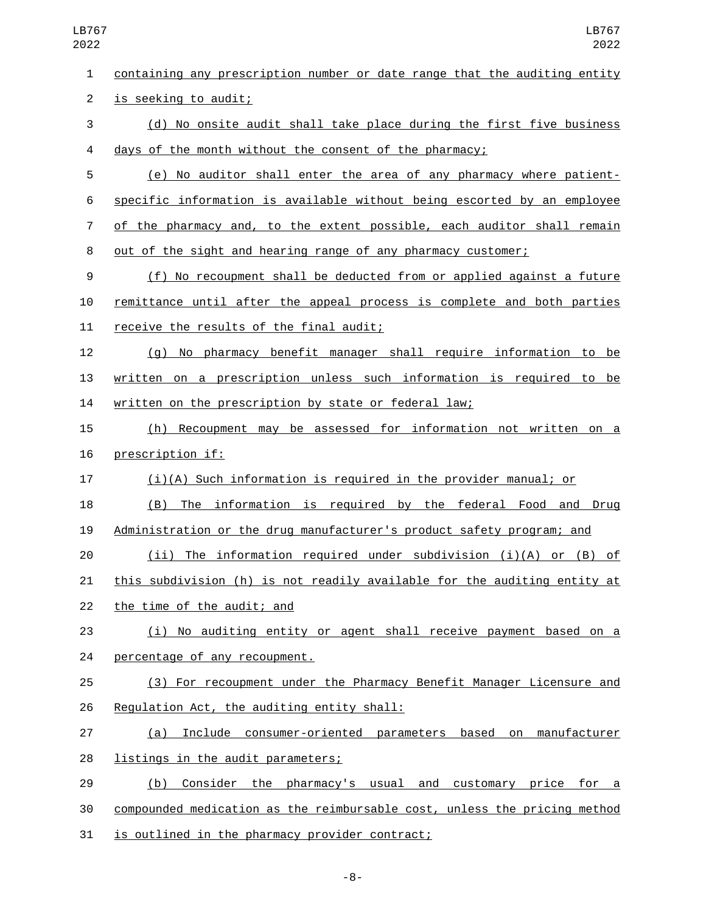containing any prescription number or date range that the auditing entity is seeking to audit;

(d) No onsite audit shall take place during the first five business days of the month without the consent of the pharmacy;

(e) No auditor shall enter the area of any pharmacy where patient-specific information is available without being escorted by an employee of the pharmacy and, to the extent possible, each auditor shall remain out of the sight and hearing range of any pharmacy customer;

(f) No recoupment shall be deducted from or applied against a future remittance until after the appeal process is complete and both parties receive the results of the final audit;

(g) No pharmacy benefit manager shall require information to be written on a prescription unless such information is required to be written on the prescription by state or federal law;

(h) Recoupment may be assessed for information not written on a prescription if:

(i)(A) Such information is required in the provider manual; or

(B) The information is required by the federal Food and Drug Administration or the drug manufacturer's product safety program; and

(ii) The information required under subdivision (i)(A) or (B) of this subdivision (h) is not readily available for the auditing entity at the time of the audit; and

(i) No auditing entity or agent shall receive payment based on a percentage of any recoupment.

(3) For recoupment under the Pharmacy Benefit Manager Licensure and Regulation Act, the auditing entity shall:

(a) Include consumer-oriented parameters based on manufacturer listings in the audit parameters;

(b) Consider the pharmacy's usual and customary price for a compounded medication as the reimbursable cost, unless the pricing method is outlined in the pharmacy provider contract;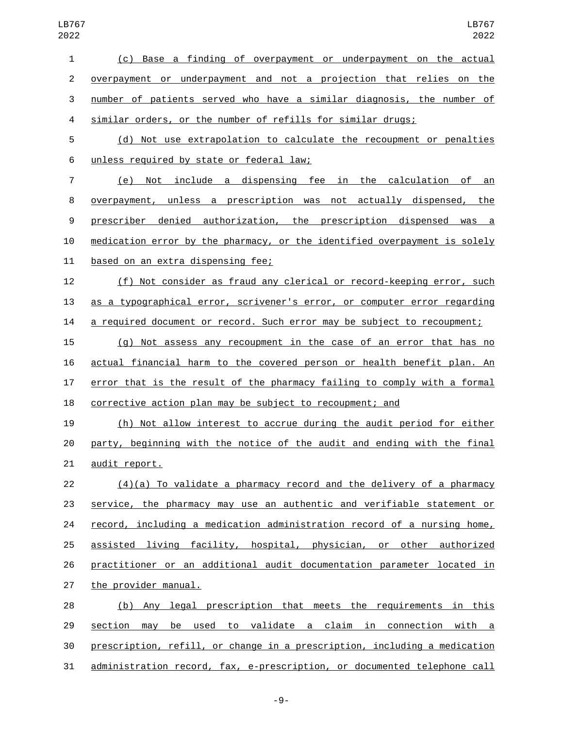(c) Base a finding of overpayment or underpayment on the actual overpayment or underpayment and not a projection that relies on the number of patients served who have a similar diagnosis, the number of similar orders, or the number of refills for similar drugs;

(d) Not use extrapolation to calculate the recoupment or penalties unless required by state or federal law;

(e) Not include a dispensing fee in the calculation of an overpayment, unless a prescription was not actually dispensed, the prescriber denied authorization, the prescription dispensed was a medication error by the pharmacy, or the identified overpayment is solely based on an extra dispensing fee;

(f) Not consider as fraud any clerical or record-keeping error, such as a typographical error, scrivener's error, or computer error regarding a required document or record. Such error may be subject to recoupment;

(g) Not assess any recoupment in the case of an error that has no actual financial harm to the covered person or health benefit plan. An error that is the result of the pharmacy failing to comply with a formal corrective action plan may be subject to recoupment; and

(h) Not allow interest to accrue during the audit period for either party, beginning with the notice of the audit and ending with the final audit report.

(4)(a) To validate a pharmacy record and the delivery of a pharmacy service, the pharmacy may use an authentic and verifiable statement or record, including a medication administration record of a nursing home, assisted living facility, hospital, physician, or other authorized practitioner or an additional audit documentation parameter located in the provider manual.

(b) Any legal prescription that meets the requirements in this section may be used to validate a claim in connection with a prescription, refill, or change in a prescription, including a medication administration record, fax, e-prescription, or documented telephone call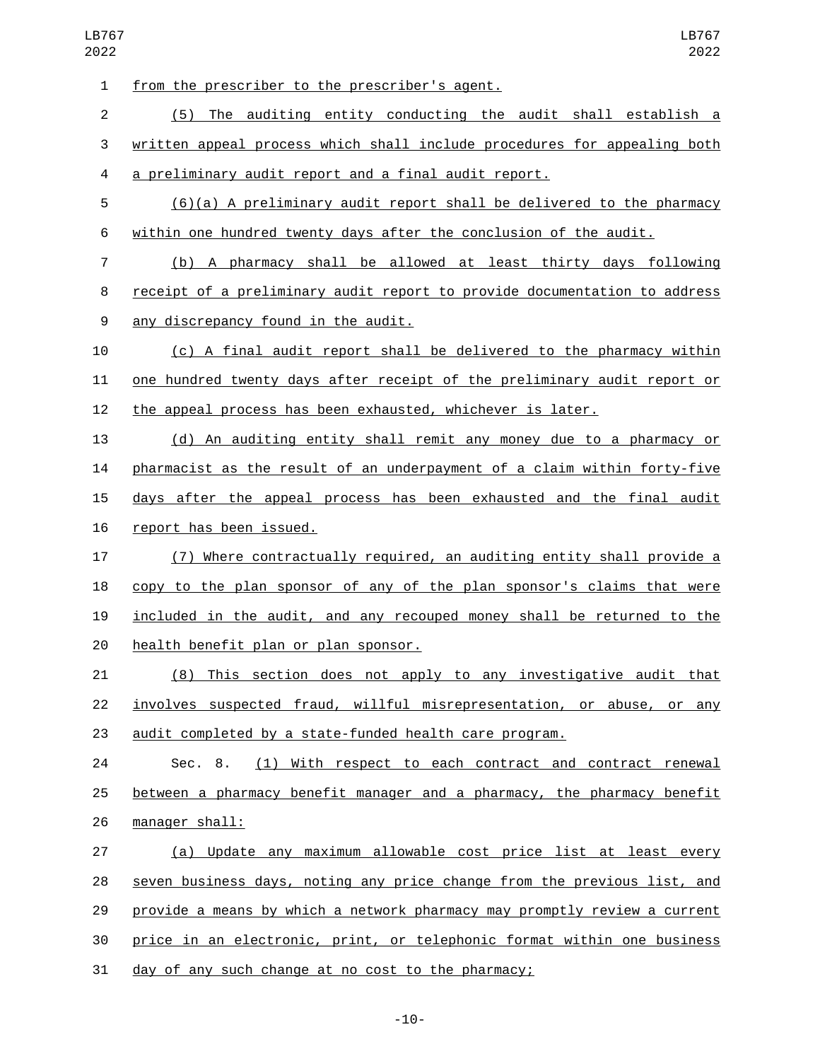from the prescriber to the prescriber's agent.

(5) The auditing entity conducting the audit shall establish a written appeal process which shall include procedures for appealing both a preliminary audit report and a final audit report.

(6)(a) A preliminary audit report shall be delivered to the pharmacy within one hundred twenty days after the conclusion of the audit.

(b) A pharmacy shall be allowed at least thirty days following receipt of a preliminary audit report to provide documentation to address any discrepancy found in the audit.

(c) A final audit report shall be delivered to the pharmacy within one hundred twenty days after receipt of the preliminary audit report or the appeal process has been exhausted, whichever is later.

(d) An auditing entity shall remit any money due to a pharmacy or pharmacist as the result of an underpayment of a claim within forty-five days after the appeal process has been exhausted and the final audit report has been issued.

(7) Where contractually required, an auditing entity shall provide a copy to the plan sponsor of any of the plan sponsor's claims that were included in the audit, and any recouped money shall be returned to the health benefit plan or plan sponsor.

(8) This section does not apply to any investigative audit that involves suspected fraud, willful misrepresentation, or abuse, or any audit completed by a state-funded health care program.

Sec. 8. (1) With respect to each contract and contract renewal between a pharmacy benefit manager and a pharmacy, the pharmacy benefit manager shall:

(a) Update any maximum allowable cost price list at least every seven business days, noting any price change from the previous list, and provide a means by which a network pharmacy may promptly review a current price in an electronic, print, or telephonic format within one business day of any such change at no cost to the pharmacy;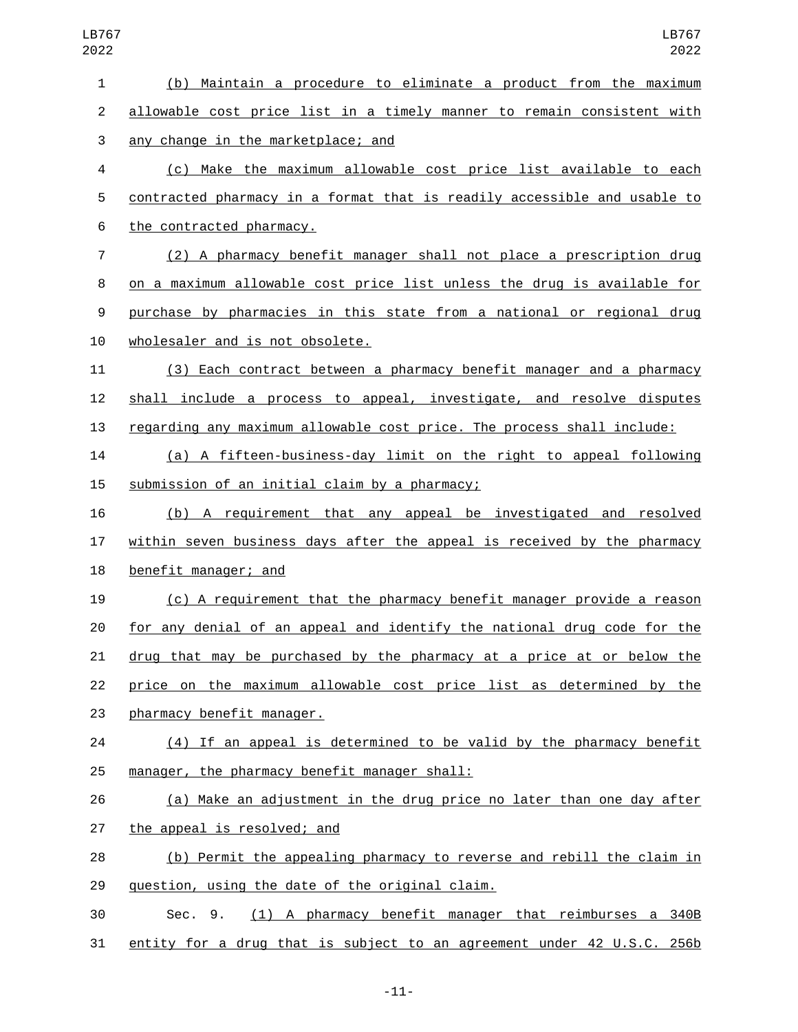(b) Maintain a procedure to eliminate a product from the maximum allowable cost price list in a timely manner to remain consistent with any change in the marketplace; and

(c) Make the maximum allowable cost price list available to each contracted pharmacy in a format that is readily accessible and usable to the contracted pharmacy.

(2) A pharmacy benefit manager shall not place a prescription drug on a maximum allowable cost price list unless the drug is available for purchase by pharmacies in this state from a national or regional drug wholesaler and is not obsolete.

(3) Each contract between a pharmacy benefit manager and a pharmacy shall include a process to appeal, investigate, and resolve disputes regarding any maximum allowable cost price. The process shall include:

(a) A fifteen-business-day limit on the right to appeal following submission of an initial claim by a pharmacy;

(b) A requirement that any appeal be investigated and resolved within seven business days after the appeal is received by the pharmacy benefit manager; and

(c) A requirement that the pharmacy benefit manager provide a reason for any denial of an appeal and identify the national drug code for the drug that may be purchased by the pharmacy at a price at or below the price on the maximum allowable cost price list as determined by the pharmacy benefit manager.

(4) If an appeal is determined to be valid by the pharmacy benefit manager, the pharmacy benefit manager shall:

(a) Make an adjustment in the drug price no later than one day after the appeal is resolved; and

(b) Permit the appealing pharmacy to reverse and rebill the claim in question, using the date of the original claim.

Sec. 9. (1) A pharmacy benefit manager that reimburses a 340B entity for a drug that is subject to an agreement under 42 U.S.C. 256b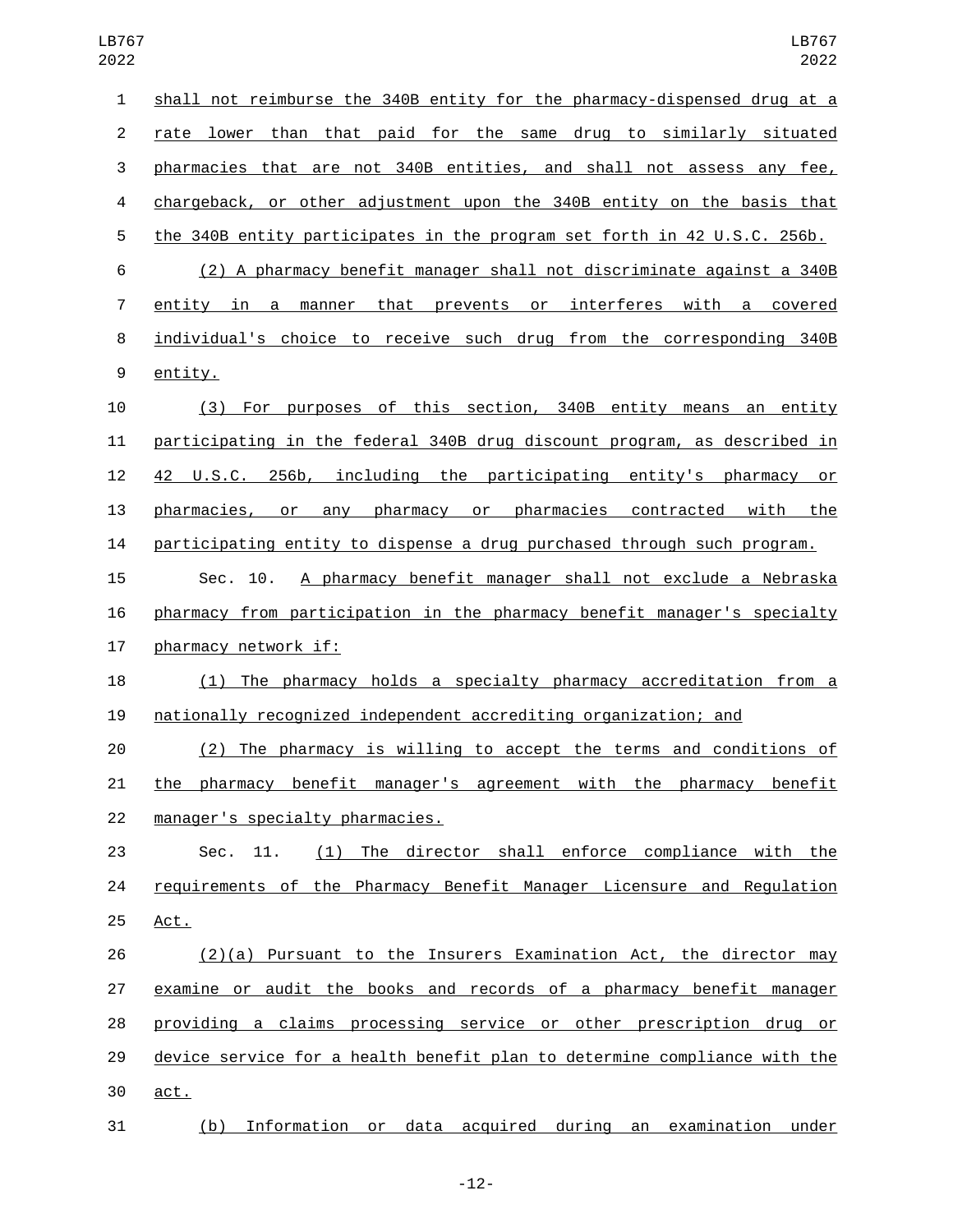shall not reimburse the 340B entity for the pharmacy-dispensed drug at a rate lower than that paid for the same drug to similarly situated pharmacies that are not 340B entities, and shall not assess any fee, chargeback, or other adjustment upon the 340B entity on the basis that the 340B entity participates in the program set forth in 42 U.S.C. 256b.

(2) A pharmacy benefit manager shall not discriminate against a 340B entity in a manner that prevents or interferes with a covered individual's choice to receive such drug from the corresponding 340B entity.

(3) For purposes of this section, 340B entity means an entity participating in the federal 340B drug discount program, as described in 42 U.S.C. 256b, including the participating entity's pharmacy or pharmacies, or any pharmacy or pharmacies contracted with the participating entity to dispense a drug purchased through such program.

Sec. 10. A pharmacy benefit manager shall not exclude a Nebraska pharmacy from participation in the pharmacy benefit manager's specialty pharmacy network if:

(1) The pharmacy holds a specialty pharmacy accreditation from a nationally recognized independent accrediting organization; and

(2) The pharmacy is willing to accept the terms and conditions of the pharmacy benefit manager's agreement with the pharmacy benefit manager's specialty pharmacies.

Sec. 11. (1) The director shall enforce compliance with the requirements of the Pharmacy Benefit Manager Licensure and Regulation Act.

(2)(a) Pursuant to the Insurers Examination Act, the director may examine or audit the books and records of a pharmacy benefit manager providing a claims processing service or other prescription drug or device service for a health benefit plan to determine compliance with the act.

(b) Information or data acquired during an examination under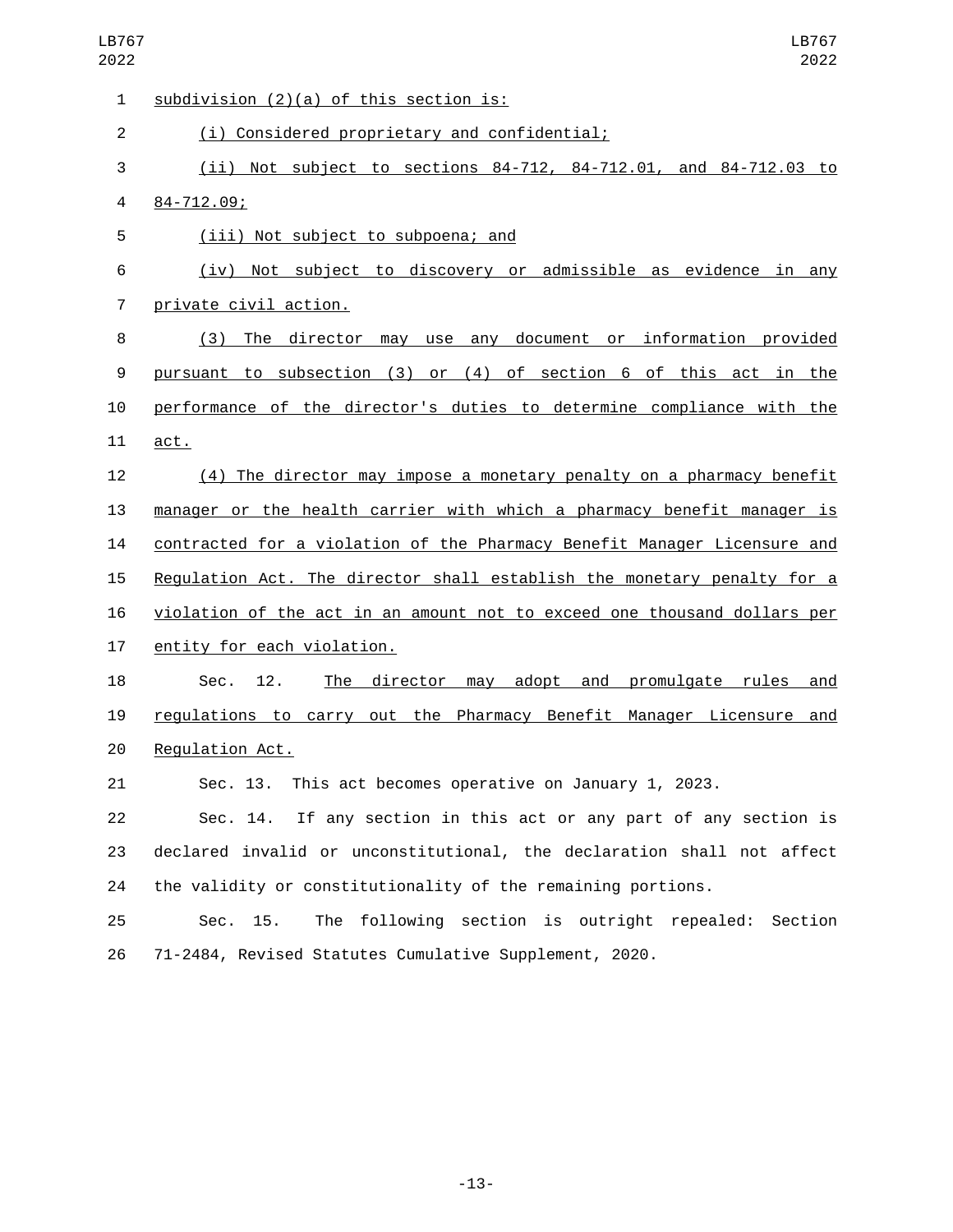subdivision (2)(a) of this section is:

(i) Considered proprietary and confidential;

(ii) Not subject to sections 84-712, 84-712.01, and 84-712.03 to 84-712.09;

(iii) Not subject to subpoena; and

(iv) Not subject to discovery or admissible as evidence in any private civil action.

(3) The director may use any document or information provided pursuant to subsection (3) or (4) of section 6 of this act in the performance of the director's duties to determine compliance with the act.

(4) The director may impose a monetary penalty on a pharmacy benefit manager or the health carrier with which a pharmacy benefit manager is contracted for a violation of the Pharmacy Benefit Manager Licensure and Regulation Act. The director shall establish the monetary penalty for a violation of the act in an amount not to exceed one thousand dollars per entity for each violation.

Sec. 12. The director may adopt and promulgate rules and regulations to carry out the Pharmacy Benefit Manager Licensure and Regulation Act.

Sec. 13. This act becomes operative on January 1, 2023.

Sec. 14. If any section in this act or any part of any section is declared invalid or unconstitutional, the declaration shall not affect the validity or constitutionality of the remaining portions.

Sec. 15. The following section is outright repealed: Section 71-2484, Revised Statutes Cumulative Supplement, 2020.